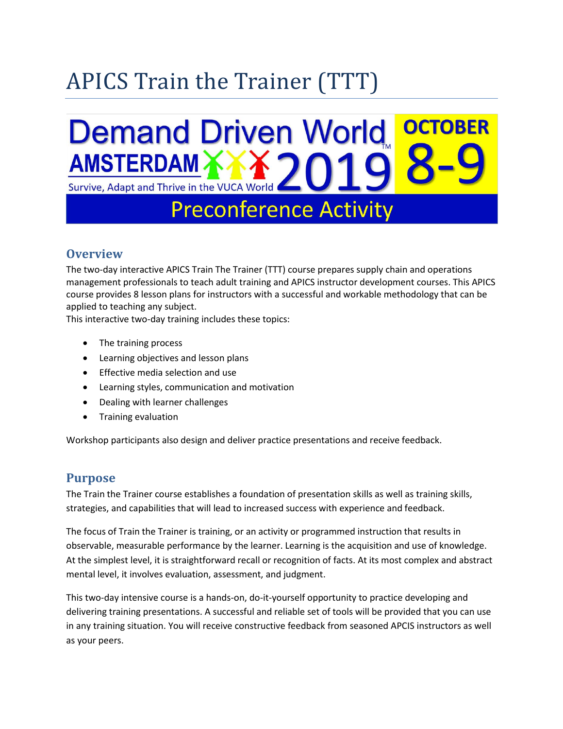# APICS Train the Trainer (TTT)

Demand Driven World™
AMSTERDAM 2019
Survive, Adapt and Thrive in the VUCA World
OCTOBER 8-9
Preconference Activity

## Overview

The two-day interactive APICS Train The Trainer (TTT) course prepares supply chain and operations management professionals to teach adult training and APICS instructor development courses. This APICS course provides 8 lesson plans for instructors with a successful and workable methodology that can be applied to teaching any subject.
This interactive two-day training includes these topics:

- The training process
- Learning objectives and lesson plans
- Effective media selection and use
- Learning styles, communication and motivation
- Dealing with learner challenges
- Training evaluation

Workshop participants also design and deliver practice presentations and receive feedback.

## Purpose

The Train the Trainer course establishes a foundation of presentation skills as well as training skills, strategies, and capabilities that will lead to increased success with experience and feedback.

The focus of Train the Trainer is training, or an activity or programmed instruction that results in observable, measurable performance by the learner. Learning is the acquisition and use of knowledge. At the simplest level, it is straightforward recall or recognition of facts. At its most complex and abstract mental level, it involves evaluation, assessment, and judgment.

This two-day intensive course is a hands-on, do-it-yourself opportunity to practice developing and delivering training presentations. A successful and reliable set of tools will be provided that you can use in any training situation. You will receive constructive feedback from seasoned APCIS instructors as well as your peers.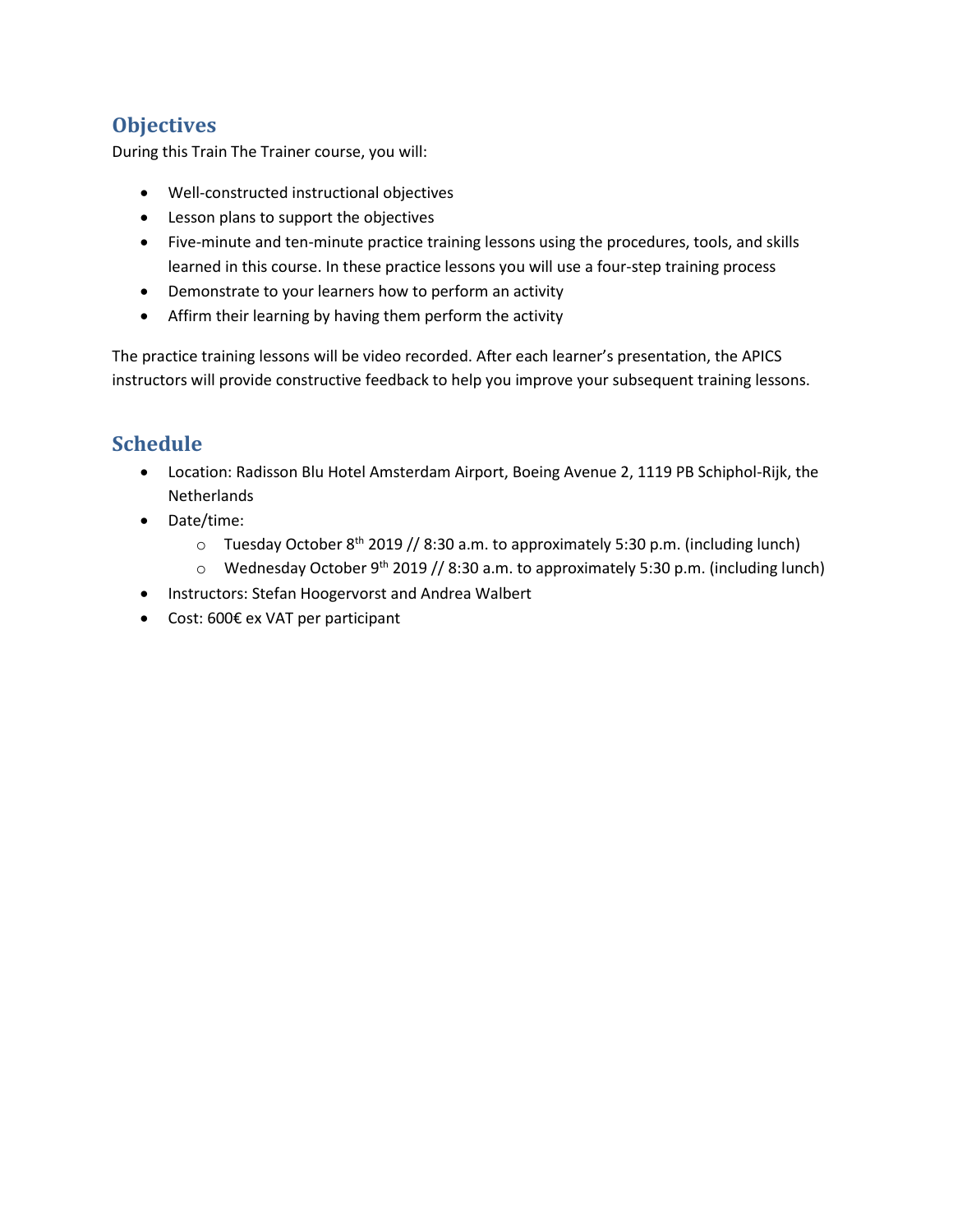## Objectives

During this Train The Trainer course, you will:

- Well-constructed instructional objectives
- Lesson plans to support the objectives
- Five-minute and ten-minute practice training lessons using the procedures, tools, and skills learned in this course. In these practice lessons you will use a four-step training process
- Demonstrate to your learners how to perform an activity
- Affirm their learning by having them perform the activity

The practice training lessons will be video recorded. After each learner's presentation, the APICS instructors will provide constructive feedback to help you improve your subsequent training lessons.

## Schedule

- Location: Radisson Blu Hotel Amsterdam Airport, Boeing Avenue 2, 1119 PB Schiphol-Rijk, the Netherlands
- Date/time:
  - Tuesday October 8th 2019 // 8:30 a.m. to approximately 5:30 p.m. (including lunch)
  - Wednesday October 9th 2019 // 8:30 a.m. to approximately 5:30 p.m. (including lunch)
- Instructors: Stefan Hoogervorst and Andrea Walbert
- Cost: 600€ ex VAT per participant